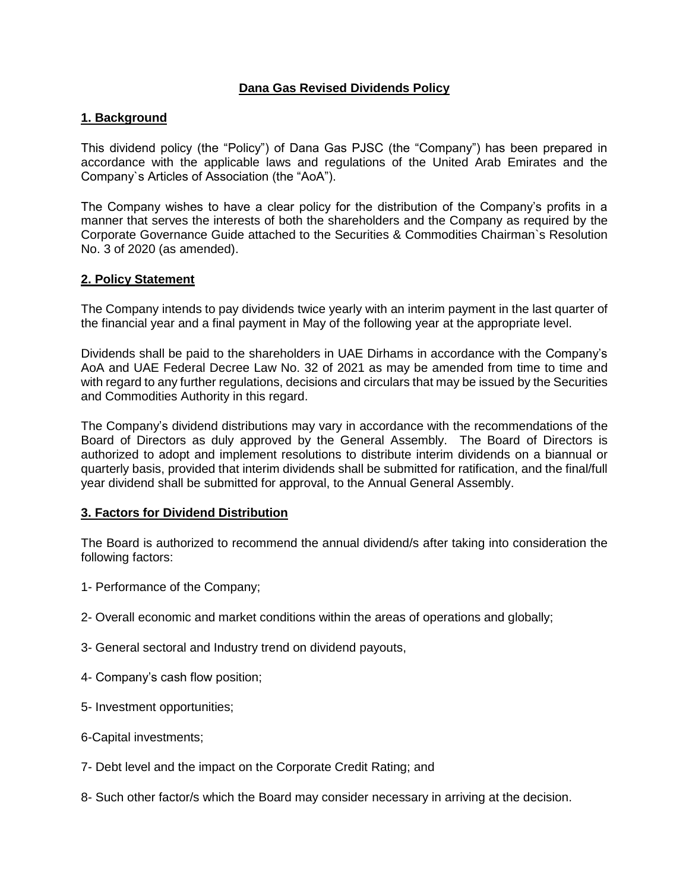# Dana Gas Revised Dividends Policy

## 1. Background

This dividend policy (the "Policy") of Dana Gas PJSC (the "Company") has been prepared in accordance with the applicable laws and regulations of the United Arab Emirates and the Company`s Articles of Association (the "AoA").

The Company wishes to have a clear policy for the distribution of the Company's profits in a manner that serves the interests of both the shareholders and the Company as required by the Corporate Governance Guide attached to the Securities & Commodities Chairman`s Resolution No. 3 of 2020 (as amended).

## 2. Policy Statement

The Company intends to pay dividends twice yearly with an interim payment in the last quarter of the financial year and a final payment in May of the following year at the appropriate level.

Dividends shall be paid to the shareholders in UAE Dirhams in accordance with the Company's AoA and UAE Federal Decree Law No. 32 of 2021 as may be amended from time to time and with regard to any further regulations, decisions and circulars that may be issued by the Securities and Commodities Authority in this regard.

The Company's dividend distributions may vary in accordance with the recommendations of the Board of Directors as duly approved by the General Assembly. The Board of Directors is authorized to adopt and implement resolutions to distribute interim dividends on a biannual or quarterly basis, provided that interim dividends shall be submitted for ratification, and the final/full year dividend shall be submitted for approval, to the Annual General Assembly.

## 3. Factors for Dividend Distribution

The Board is authorized to recommend the annual dividend/s after taking into consideration the following factors:

1- Performance of the Company;

2- Overall economic and market conditions within the areas of operations and globally;

3- General sectoral and Industry trend on dividend payouts,

4- Company's cash flow position;

5- Investment opportunities;

6-Capital investments;

7- Debt level and the impact on the Corporate Credit Rating; and

8- Such other factor/s which the Board may consider necessary in arriving at the decision.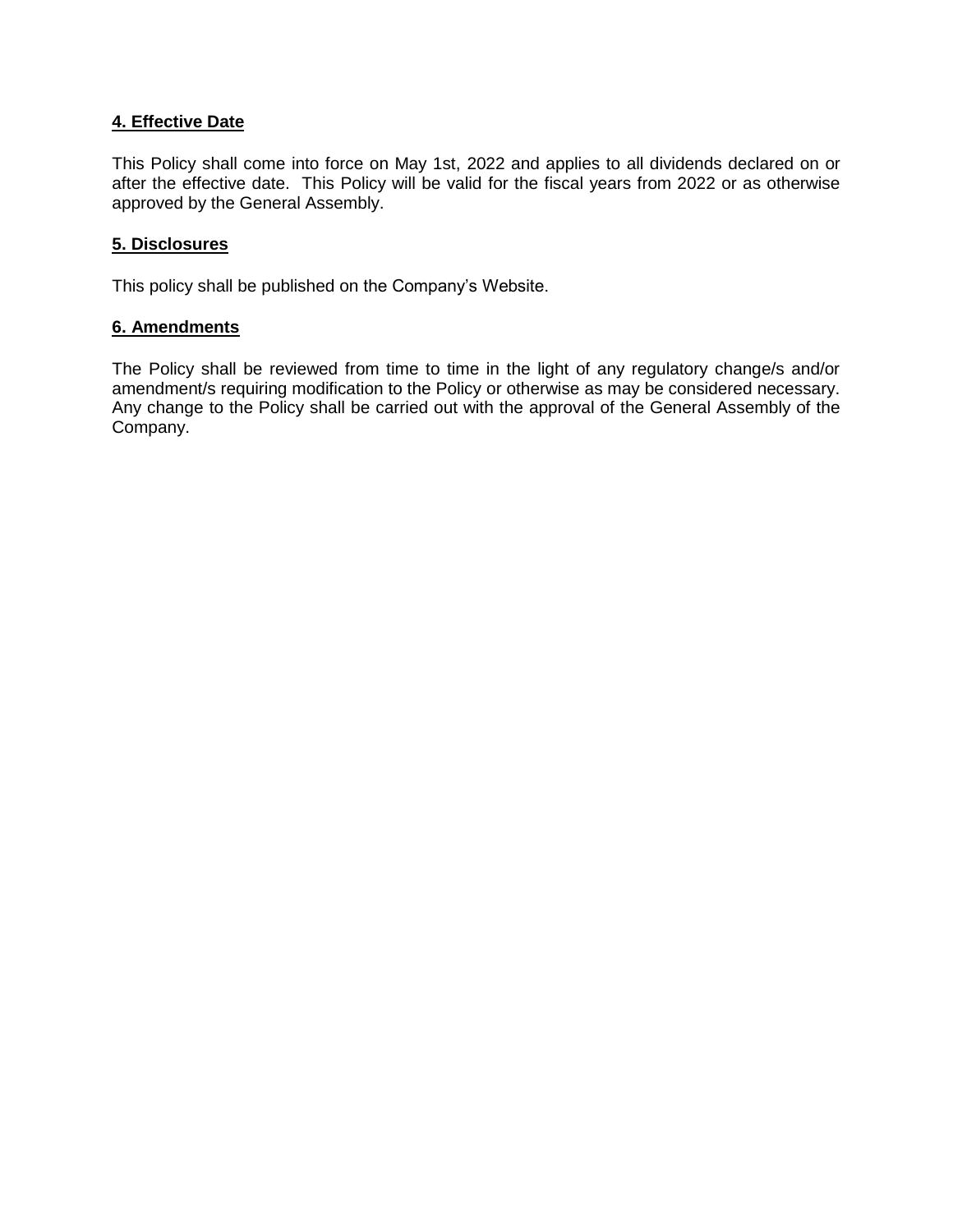## **4. Effective Date**

This Policy shall come into force on May 1st, 2022 and applies to all dividends declared on or after the effective date. This Policy will be valid for the fiscal years from 2022 or as otherwise approved by the General Assembly.

## **5. Disclosures**

This policy shall be published on the Company's Website.

## **6. Amendments**

The Policy shall be reviewed from time to time in the light of any regulatory change/s and/or amendment/s requiring modification to the Policy or otherwise as may be considered necessary. Any change to the Policy shall be carried out with the approval of the General Assembly of the Company.